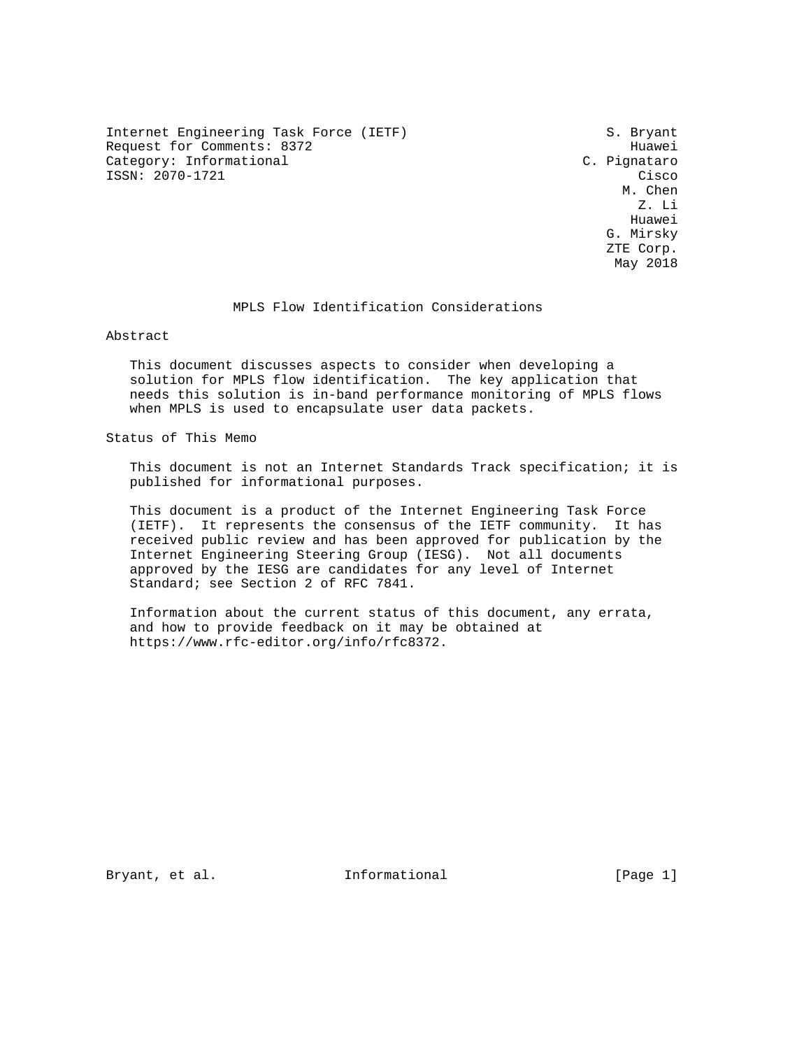Internet Engineering Task Force (IETF)  
Request for Comments: 8372  
Category: Informational  
ISSN: 2070-1721

S. Bryant, Huawei  
C. Pignataro, Cisco  
M. Chen  
Z. Li, Huawei  
G. Mirsky, ZTE Corp.  
May 2018

# MPLS Flow Identification Considerations

## Abstract

This document discusses aspects to consider when developing a solution for MPLS flow identification. The key application that needs this solution is in-band performance monitoring of MPLS flows when MPLS is used to encapsulate user data packets.

## Status of This Memo

This document is not an Internet Standards Track specification; it is published for informational purposes.

This document is a product of the Internet Engineering Task Force (IETF). It represents the consensus of the IETF community. It has received public review and has been approved for publication by the Internet Engineering Steering Group (IESG). Not all documents approved by the IESG are candidates for any level of Internet Standard; see Section 2 of RFC 7841.

Information about the current status of this document, any errata, and how to provide feedback on it may be obtained at https://www.rfc-editor.org/info/rfc8372.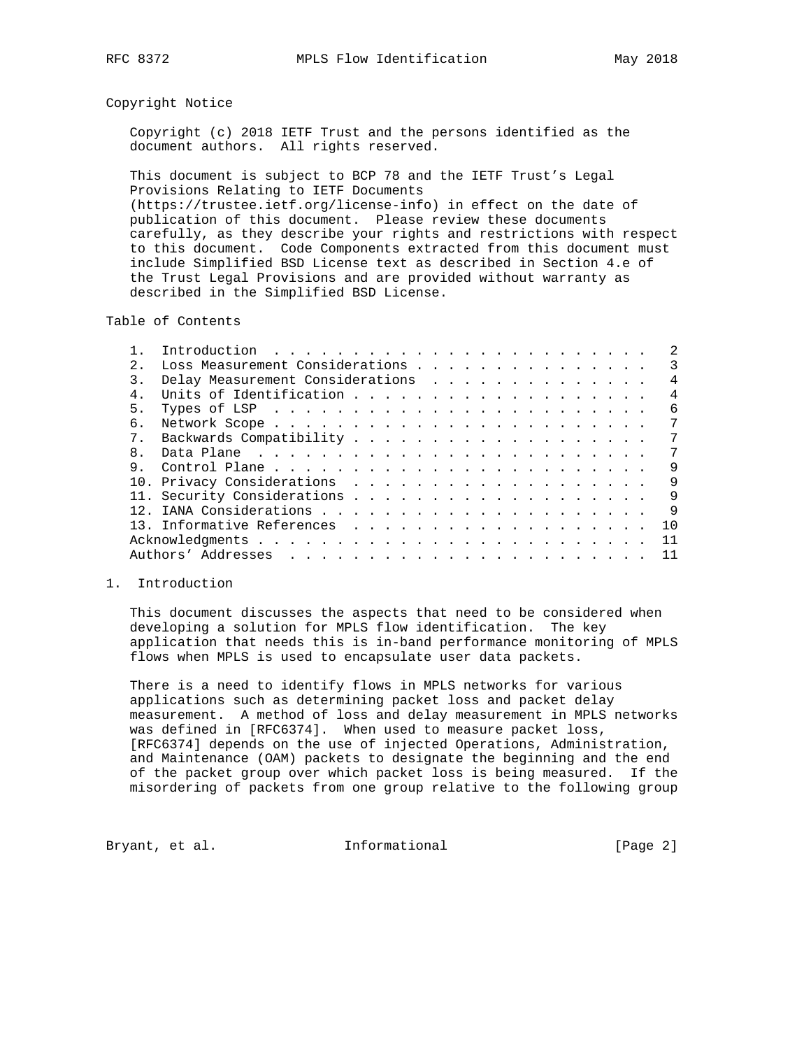## Copyright Notice

Copyright (c) 2018 IETF Trust and the persons identified as the document authors. All rights reserved.

This document is subject to BCP 78 and the IETF Trust's Legal Provisions Relating to IETF Documents (https://trustee.ietf.org/license-info) in effect on the date of publication of this document. Please review these documents carefully, as they describe your rights and restrictions with respect to this document. Code Components extracted from this document must include Simplified BSD License text as described in Section 4.e of the Trust Legal Provisions and are provided without warranty as described in the Simplified BSD License.

## Table of Contents

```
   1.  Introduction  . . . . . . . . . . . . . . . . . . . . . . . .   2
   2.  Loss Measurement Considerations . . . . . . . . . . . . . . .   3
   3.  Delay Measurement Considerations  . . . . . . . . . . . . . .   4
   4.  Units of Identification . . . . . . . . . . . . . . . . . . .   4
   5.  Types of LSP  . . . . . . . . . . . . . . . . . . . . . . . .   6
   6.  Network Scope . . . . . . . . . . . . . . . . . . . . . . . .   7
   7.  Backwards Compatibility . . . . . . . . . . . . . . . . . . .   7
   8.  Data Plane  . . . . . . . . . . . . . . . . . . . . . . . . .   7
   9.  Control Plane . . . . . . . . . . . . . . . . . . . . . . . .   9
   10. Privacy Considerations  . . . . . . . . . . . . . . . . . . .   9
   11. Security Considerations . . . . . . . . . . . . . . . . . . .   9
   12. IANA Considerations . . . . . . . . . . . . . . . . . . . . .   9
   13. Informative References  . . . . . . . . . . . . . . . . . . .  10
   Acknowledgments . . . . . . . . . . . . . . . . . . . . . . . . .  11
   Authors' Addresses  . . . . . . . . . . . . . . . . . . . . . . .  11
```

## 1. Introduction

This document discusses the aspects that need to be considered when developing a solution for MPLS flow identification. The key application that needs this is in-band performance monitoring of MPLS flows when MPLS is used to encapsulate user data packets.

There is a need to identify flows in MPLS networks for various applications such as determining packet loss and packet delay measurement. A method of loss and delay measurement in MPLS networks was defined in [RFC6374]. When used to measure packet loss, [RFC6374] depends on the use of injected Operations, Administration, and Maintenance (OAM) packets to designate the beginning and the end of the packet group over which packet loss is being measured. If the misordering of packets from one group relative to the following group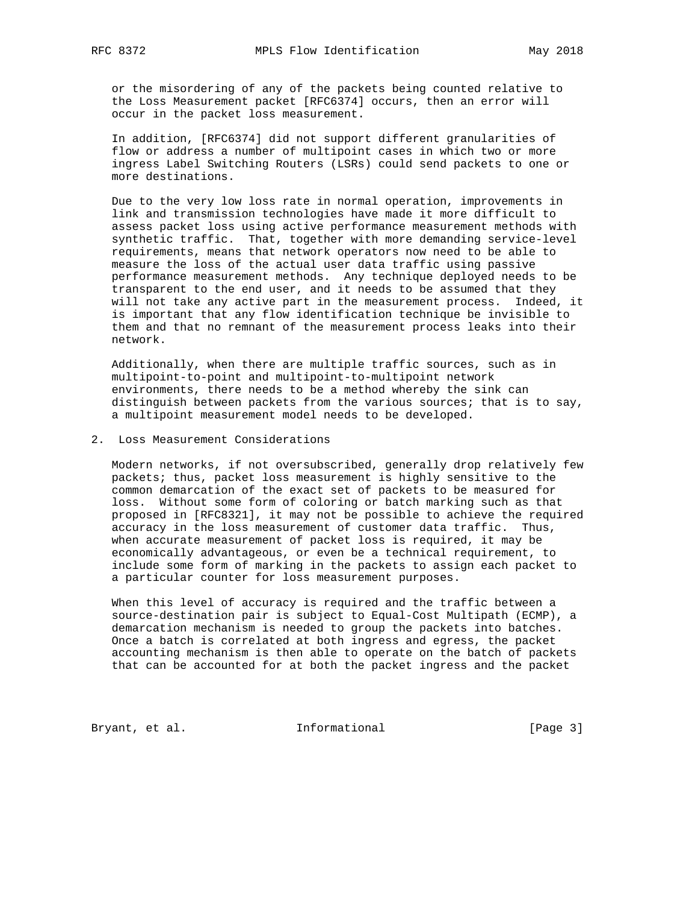or the misordering of any of the packets being counted relative to the Loss Measurement packet [RFC6374] occurs, then an error will occur in the packet loss measurement.

In addition, [RFC6374] did not support different granularities of flow or address a number of multipoint cases in which two or more ingress Label Switching Routers (LSRs) could send packets to one or more destinations.

Due to the very low loss rate in normal operation, improvements in link and transmission technologies have made it more difficult to assess packet loss using active performance measurement methods with synthetic traffic. That, together with more demanding service-level requirements, means that network operators now need to be able to measure the loss of the actual user data traffic using passive performance measurement methods. Any technique deployed needs to be transparent to the end user, and it needs to be assumed that they will not take any active part in the measurement process. Indeed, it is important that any flow identification technique be invisible to them and that no remnant of the measurement process leaks into their network.

Additionally, when there are multiple traffic sources, such as in multipoint-to-point and multipoint-to-multipoint network environments, there needs to be a method whereby the sink can distinguish between packets from the various sources; that is to say, a multipoint measurement model needs to be developed.

## 2. Loss Measurement Considerations

Modern networks, if not oversubscribed, generally drop relatively few packets; thus, packet loss measurement is highly sensitive to the common demarcation of the exact set of packets to be measured for loss. Without some form of coloring or batch marking such as that proposed in [RFC8321], it may not be possible to achieve the required accuracy in the loss measurement of customer data traffic. Thus, when accurate measurement of packet loss is required, it may be economically advantageous, or even be a technical requirement, to include some form of marking in the packets to assign each packet to a particular counter for loss measurement purposes.

When this level of accuracy is required and the traffic between a source-destination pair is subject to Equal-Cost Multipath (ECMP), a demarcation mechanism is needed to group the packets into batches. Once a batch is correlated at both ingress and egress, the packet accounting mechanism is then able to operate on the batch of packets that can be accounted for at both the packet ingress and the packet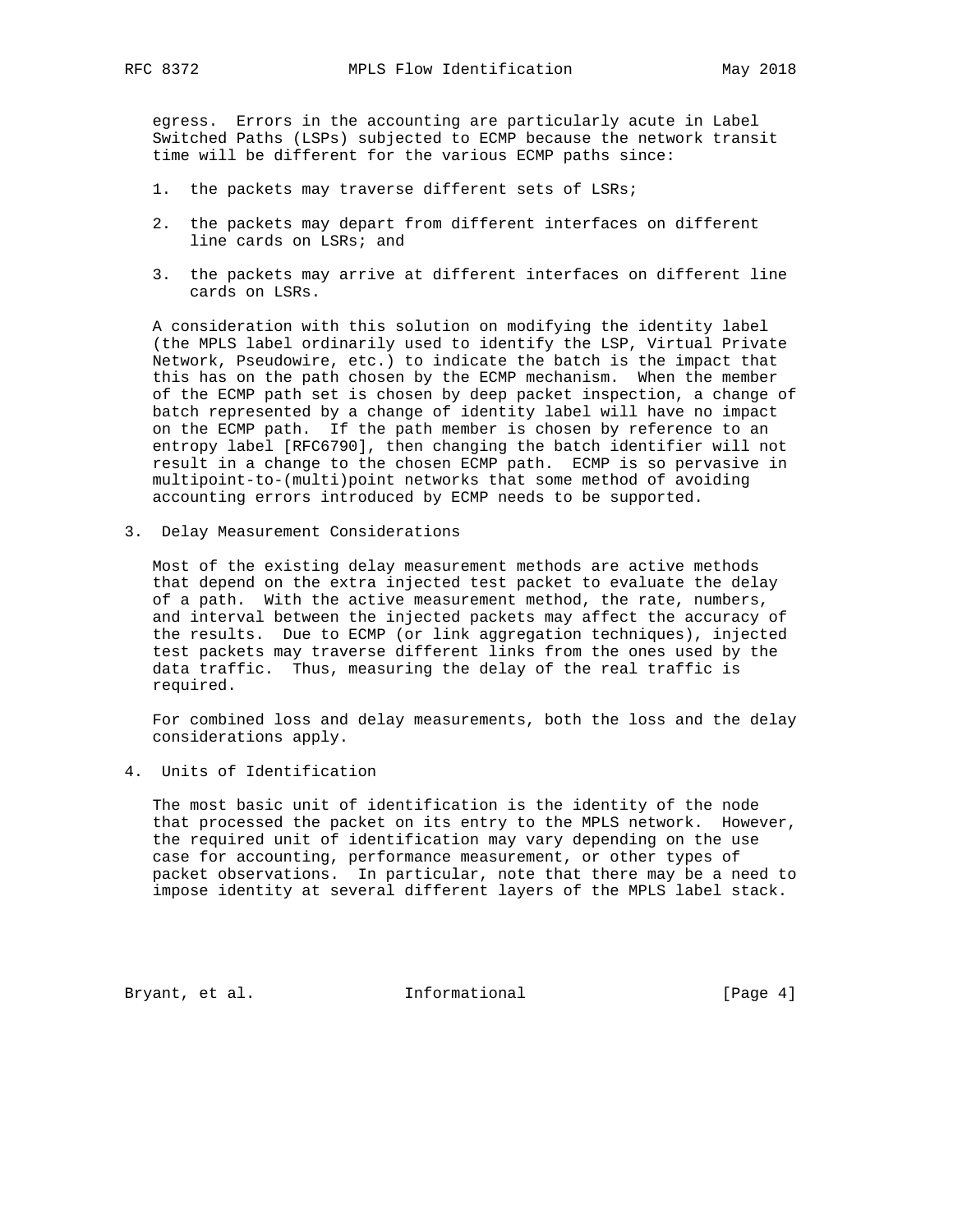egress. Errors in the accounting are particularly acute in Label Switched Paths (LSPs) subjected to ECMP because the network transit time will be different for the various ECMP paths since:

1. the packets may traverse different sets of LSRs;

2. the packets may depart from different interfaces on different line cards on LSRs; and

3. the packets may arrive at different interfaces on different line cards on LSRs.

A consideration with this solution on modifying the identity label (the MPLS label ordinarily used to identify the LSP, Virtual Private Network, Pseudowire, etc.) to indicate the batch is the impact that this has on the path chosen by the ECMP mechanism. When the member of the ECMP path set is chosen by deep packet inspection, a change of batch represented by a change of identity label will have no impact on the ECMP path. If the path member is chosen by reference to an entropy label [RFC6790], then changing the batch identifier will not result in a change to the chosen ECMP path. ECMP is so pervasive in multipoint-to-(multi)point networks that some method of avoiding accounting errors introduced by ECMP needs to be supported.

## 3. Delay Measurement Considerations

Most of the existing delay measurement methods are active methods that depend on the extra injected test packet to evaluate the delay of a path. With the active measurement method, the rate, numbers, and interval between the injected packets may affect the accuracy of the results. Due to ECMP (or link aggregation techniques), injected test packets may traverse different links from the ones used by the data traffic. Thus, measuring the delay of the real traffic is required.

For combined loss and delay measurements, both the loss and the delay considerations apply.

## 4. Units of Identification

The most basic unit of identification is the identity of the node that processed the packet on its entry to the MPLS network. However, the required unit of identification may vary depending on the use case for accounting, performance measurement, or other types of packet observations. In particular, note that there may be a need to impose identity at several different layers of the MPLS label stack.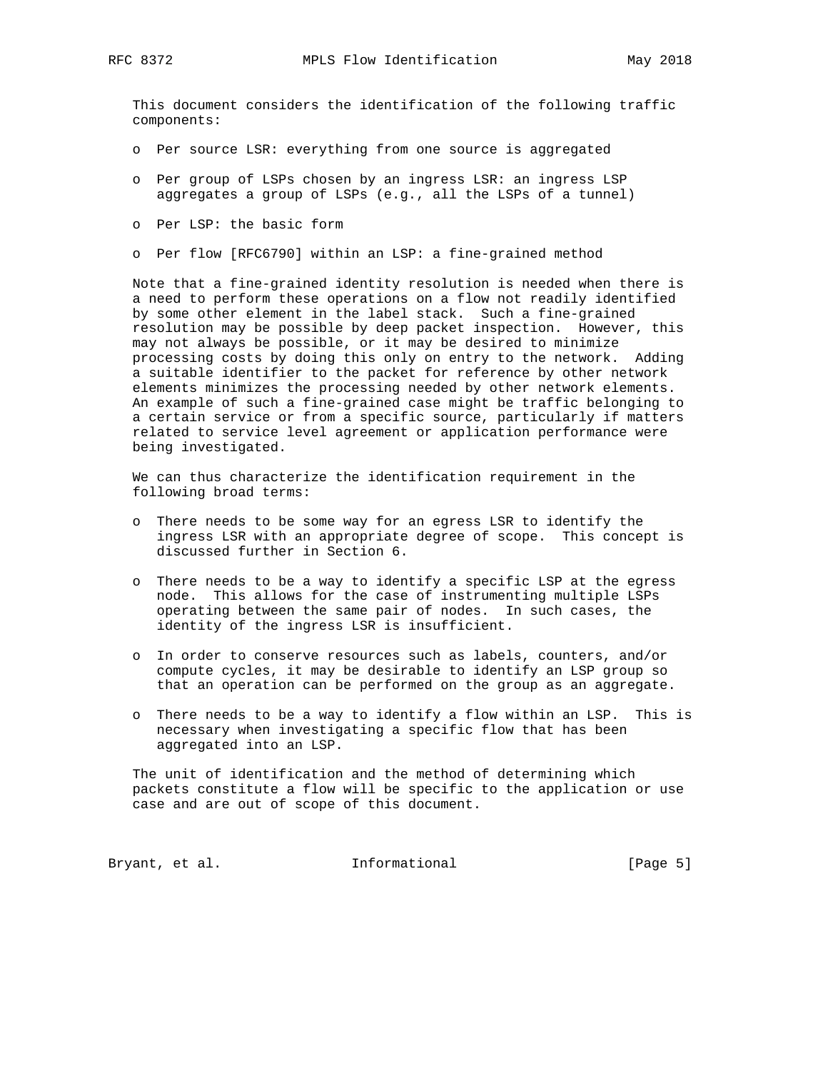This document considers the identification of the following traffic components:

- Per source LSR: everything from one source is aggregated
- Per group of LSPs chosen by an ingress LSR: an ingress LSP aggregates a group of LSPs (e.g., all the LSPs of a tunnel)
- Per LSP: the basic form
- Per flow [RFC6790] within an LSP: a fine-grained method

Note that a fine-grained identity resolution is needed when there is a need to perform these operations on a flow not readily identified by some other element in the label stack. Such a fine-grained resolution may be possible by deep packet inspection. However, this may not always be possible, or it may be desired to minimize processing costs by doing this only on entry to the network. Adding a suitable identifier to the packet for reference by other network elements minimizes the processing needed by other network elements. An example of such a fine-grained case might be traffic belonging to a certain service or from a specific source, particularly if matters related to service level agreement or application performance were being investigated.

We can thus characterize the identification requirement in the following broad terms:

- There needs to be some way for an egress LSR to identify the ingress LSR with an appropriate degree of scope. This concept is discussed further in Section 6.
- There needs to be a way to identify a specific LSP at the egress node. This allows for the case of instrumenting multiple LSPs operating between the same pair of nodes. In such cases, the identity of the ingress LSR is insufficient.
- In order to conserve resources such as labels, counters, and/or compute cycles, it may be desirable to identify an LSP group so that an operation can be performed on the group as an aggregate.
- There needs to be a way to identify a flow within an LSP. This is necessary when investigating a specific flow that has been aggregated into an LSP.

The unit of identification and the method of determining which packets constitute a flow will be specific to the application or use case and are out of scope of this document.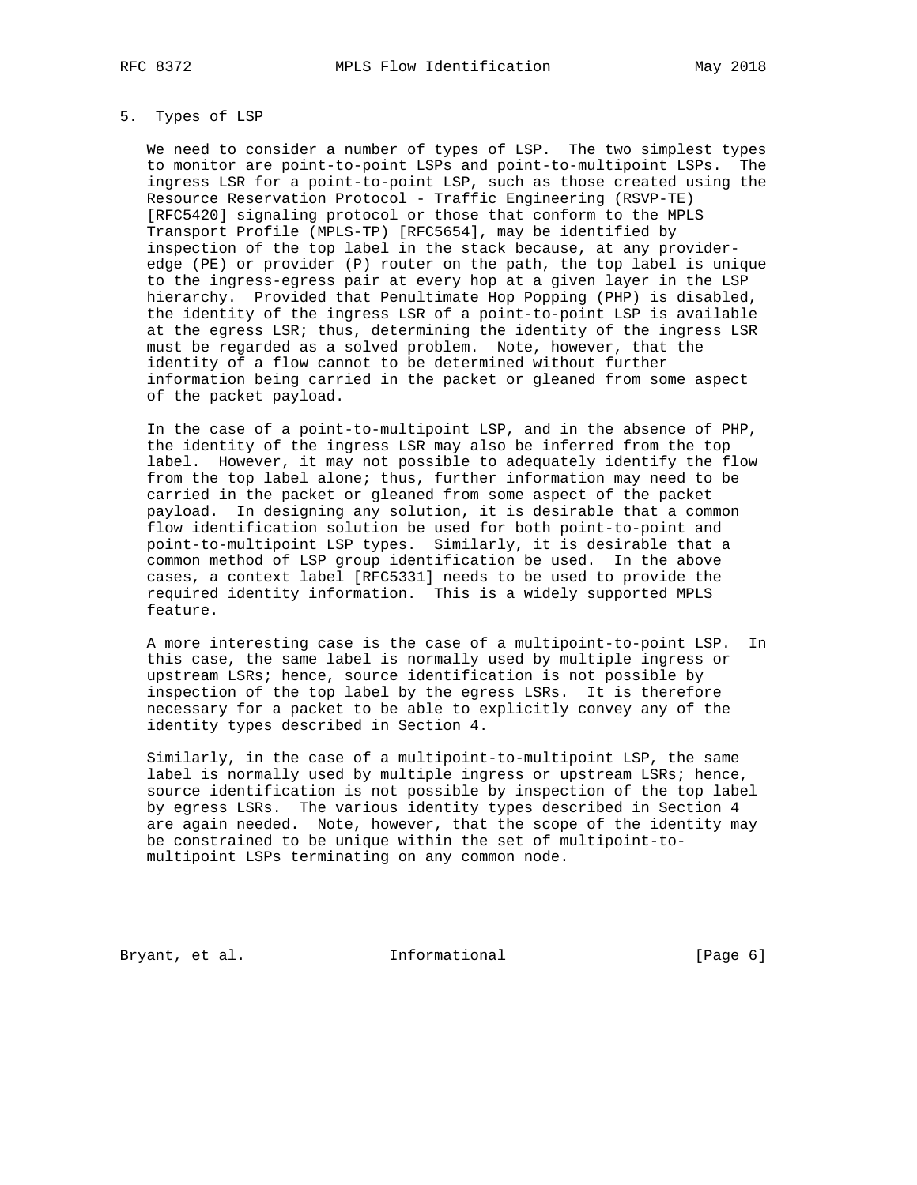## 5. Types of LSP

We need to consider a number of types of LSP. The two simplest types to monitor are point-to-point LSPs and point-to-multipoint LSPs. The ingress LSR for a point-to-point LSP, such as those created using the Resource Reservation Protocol - Traffic Engineering (RSVP-TE) [RFC5420] signaling protocol or those that conform to the MPLS Transport Profile (MPLS-TP) [RFC5654], may be identified by inspection of the top label in the stack because, at any provider-edge (PE) or provider (P) router on the path, the top label is unique to the ingress-egress pair at every hop at a given layer in the LSP hierarchy. Provided that Penultimate Hop Popping (PHP) is disabled, the identity of the ingress LSR of a point-to-point LSP is available at the egress LSR; thus, determining the identity of the ingress LSR must be regarded as a solved problem. Note, however, that the identity of a flow cannot to be determined without further information being carried in the packet or gleaned from some aspect of the packet payload.

In the case of a point-to-multipoint LSP, and in the absence of PHP, the identity of the ingress LSR may also be inferred from the top label. However, it may not possible to adequately identify the flow from the top label alone; thus, further information may need to be carried in the packet or gleaned from some aspect of the packet payload. In designing any solution, it is desirable that a common flow identification solution be used for both point-to-point and point-to-multipoint LSP types. Similarly, it is desirable that a common method of LSP group identification be used. In the above cases, a context label [RFC5331] needs to be used to provide the required identity information. This is a widely supported MPLS feature.

A more interesting case is the case of a multipoint-to-point LSP. In this case, the same label is normally used by multiple ingress or upstream LSRs; hence, source identification is not possible by inspection of the top label by the egress LSRs. It is therefore necessary for a packet to be able to explicitly convey any of the identity types described in Section 4.

Similarly, in the case of a multipoint-to-multipoint LSP, the same label is normally used by multiple ingress or upstream LSRs; hence, source identification is not possible by inspection of the top label by egress LSRs. The various identity types described in Section 4 are again needed. Note, however, that the scope of the identity may be constrained to be unique within the set of multipoint-to-multipoint LSPs terminating on any common node.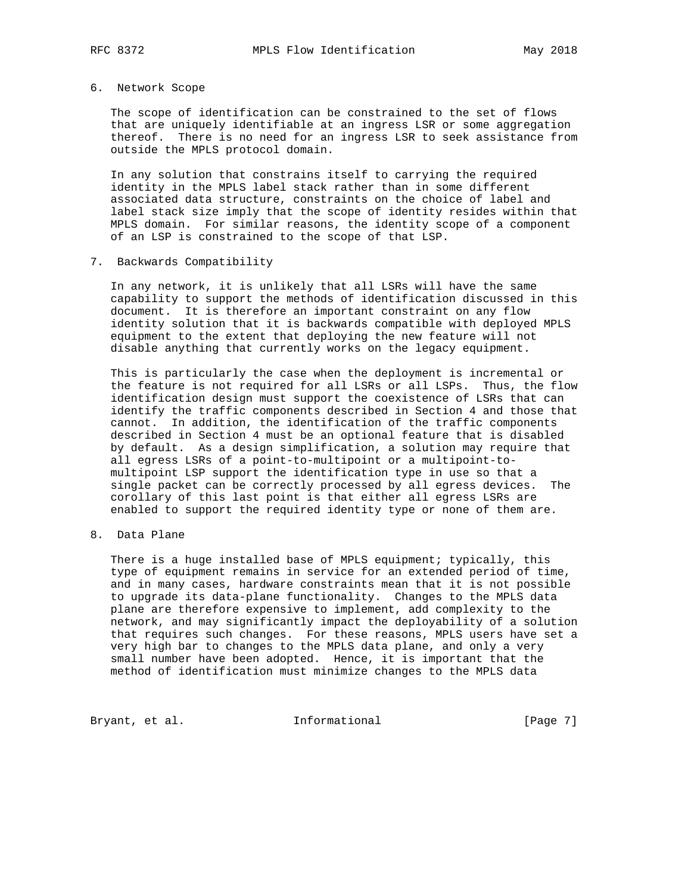## 6. Network Scope

The scope of identification can be constrained to the set of flows that are uniquely identifiable at an ingress LSR or some aggregation thereof. There is no need for an ingress LSR to seek assistance from outside the MPLS protocol domain.

In any solution that constrains itself to carrying the required identity in the MPLS label stack rather than in some different associated data structure, constraints on the choice of label and label stack size imply that the scope of identity resides within that MPLS domain. For similar reasons, the identity scope of a component of an LSP is constrained to the scope of that LSP.

## 7. Backwards Compatibility

In any network, it is unlikely that all LSRs will have the same capability to support the methods of identification discussed in this document. It is therefore an important constraint on any flow identity solution that it is backwards compatible with deployed MPLS equipment to the extent that deploying the new feature will not disable anything that currently works on the legacy equipment.

This is particularly the case when the deployment is incremental or the feature is not required for all LSRs or all LSPs. Thus, the flow identification design must support the coexistence of LSRs that can identify the traffic components described in Section 4 and those that cannot. In addition, the identification of the traffic components described in Section 4 must be an optional feature that is disabled by default. As a design simplification, a solution may require that all egress LSRs of a point-to-multipoint or a multipoint-to-multipoint LSP support the identification type in use so that a single packet can be correctly processed by all egress devices. The corollary of this last point is that either all egress LSRs are enabled to support the required identity type or none of them are.

## 8. Data Plane

There is a huge installed base of MPLS equipment; typically, this type of equipment remains in service for an extended period of time, and in many cases, hardware constraints mean that it is not possible to upgrade its data-plane functionality. Changes to the MPLS data plane are therefore expensive to implement, add complexity to the network, and may significantly impact the deployability of a solution that requires such changes. For these reasons, MPLS users have set a very high bar to changes to the MPLS data plane, and only a very small number have been adopted. Hence, it is important that the method of identification must minimize changes to the MPLS data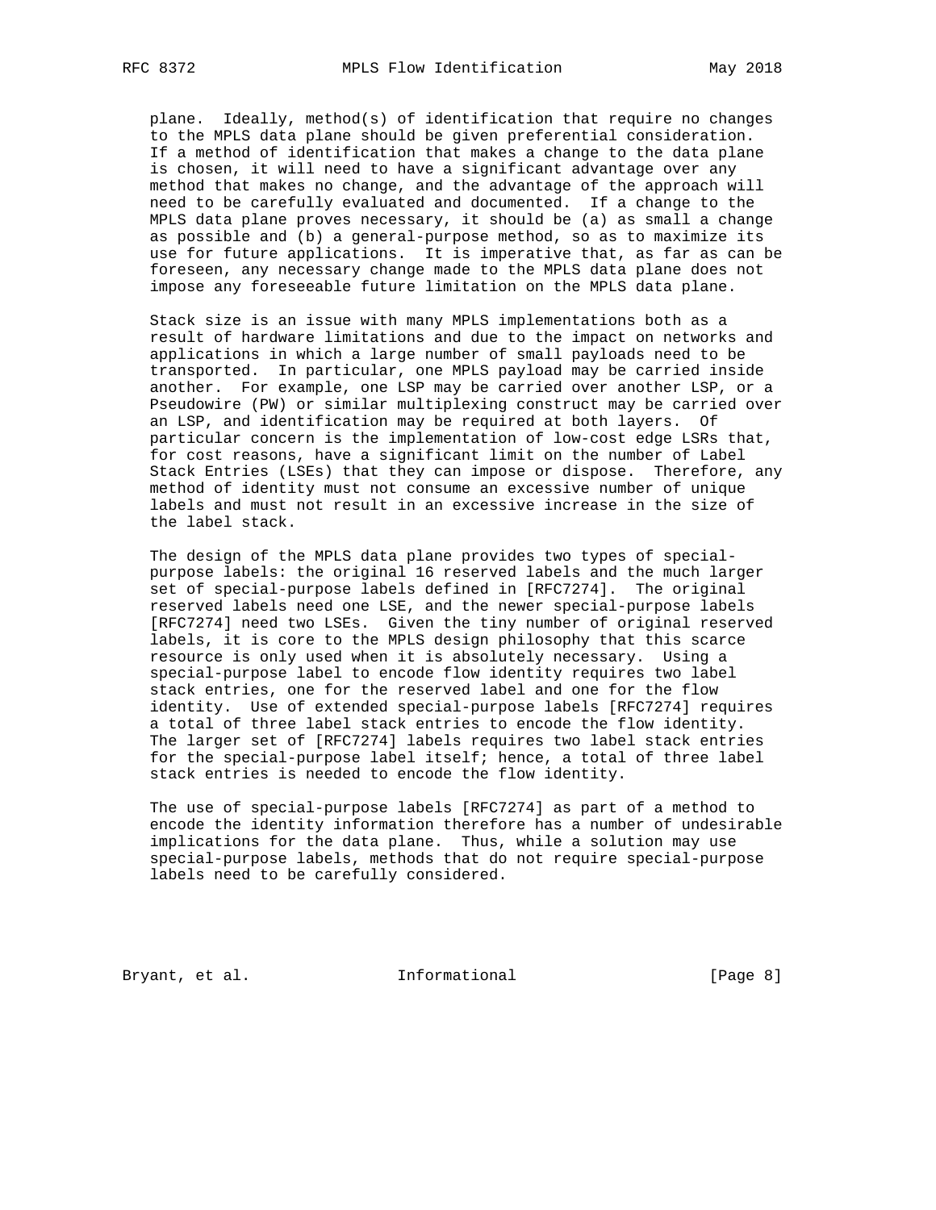plane. Ideally, method(s) of identification that require no changes to the MPLS data plane should be given preferential consideration. If a method of identification that makes a change to the data plane is chosen, it will need to have a significant advantage over any method that makes no change, and the advantage of the approach will need to be carefully evaluated and documented. If a change to the MPLS data plane proves necessary, it should be (a) as small a change as possible and (b) a general-purpose method, so as to maximize its use for future applications. It is imperative that, as far as can be foreseen, any necessary change made to the MPLS data plane does not impose any foreseeable future limitation on the MPLS data plane.

Stack size is an issue with many MPLS implementations both as a result of hardware limitations and due to the impact on networks and applications in which a large number of small payloads need to be transported. In particular, one MPLS payload may be carried inside another. For example, one LSP may be carried over another LSP, or a Pseudowire (PW) or similar multiplexing construct may be carried over an LSP, and identification may be required at both layers. Of particular concern is the implementation of low-cost edge LSRs that, for cost reasons, have a significant limit on the number of Label Stack Entries (LSEs) that they can impose or dispose. Therefore, any method of identity must not consume an excessive number of unique labels and must not result in an excessive increase in the size of the label stack.

The design of the MPLS data plane provides two types of special-purpose labels: the original 16 reserved labels and the much larger set of special-purpose labels defined in [RFC7274]. The original reserved labels need one LSE, and the newer special-purpose labels [RFC7274] need two LSEs. Given the tiny number of original reserved labels, it is core to the MPLS design philosophy that this scarce resource is only used when it is absolutely necessary. Using a special-purpose label to encode flow identity requires two label stack entries, one for the reserved label and one for the flow identity. Use of extended special-purpose labels [RFC7274] requires a total of three label stack entries to encode the flow identity. The larger set of [RFC7274] labels requires two label stack entries for the special-purpose label itself; hence, a total of three label stack entries is needed to encode the flow identity.

The use of special-purpose labels [RFC7274] as part of a method to encode the identity information therefore has a number of undesirable implications for the data plane. Thus, while a solution may use special-purpose labels, methods that do not require special-purpose labels need to be carefully considered.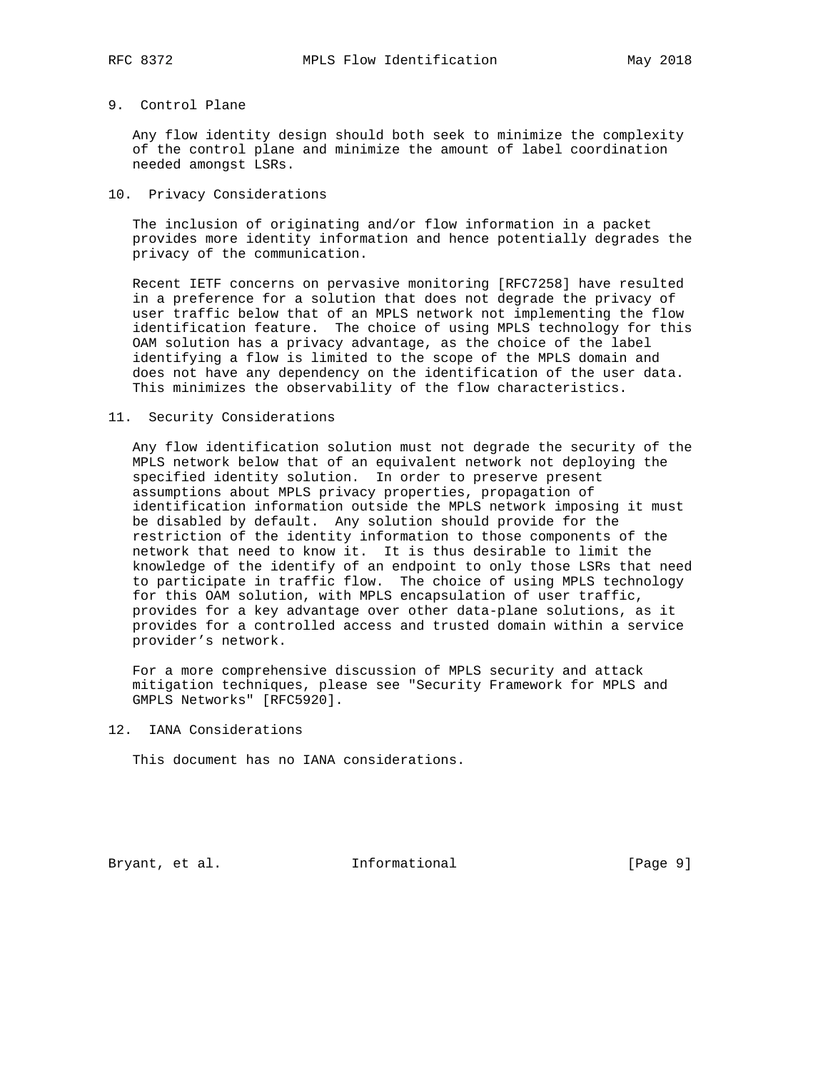## 9. Control Plane

Any flow identity design should both seek to minimize the complexity of the control plane and minimize the amount of label coordination needed amongst LSRs.

## 10. Privacy Considerations

The inclusion of originating and/or flow information in a packet provides more identity information and hence potentially degrades the privacy of the communication.

Recent IETF concerns on pervasive monitoring [RFC7258] have resulted in a preference for a solution that does not degrade the privacy of user traffic below that of an MPLS network not implementing the flow identification feature. The choice of using MPLS technology for this OAM solution has a privacy advantage, as the choice of the label identifying a flow is limited to the scope of the MPLS domain and does not have any dependency on the identification of the user data. This minimizes the observability of the flow characteristics.

## 11. Security Considerations

Any flow identification solution must not degrade the security of the MPLS network below that of an equivalent network not deploying the specified identity solution. In order to preserve present assumptions about MPLS privacy properties, propagation of identification information outside the MPLS network imposing it must be disabled by default. Any solution should provide for the restriction of the identity information to those components of the network that need to know it. It is thus desirable to limit the knowledge of the identify of an endpoint to only those LSRs that need to participate in traffic flow. The choice of using MPLS technology for this OAM solution, with MPLS encapsulation of user traffic, provides for a key advantage over other data-plane solutions, as it provides for a controlled access and trusted domain within a service provider's network.

For a more comprehensive discussion of MPLS security and attack mitigation techniques, please see "Security Framework for MPLS and GMPLS Networks" [RFC5920].

## 12. IANA Considerations

This document has no IANA considerations.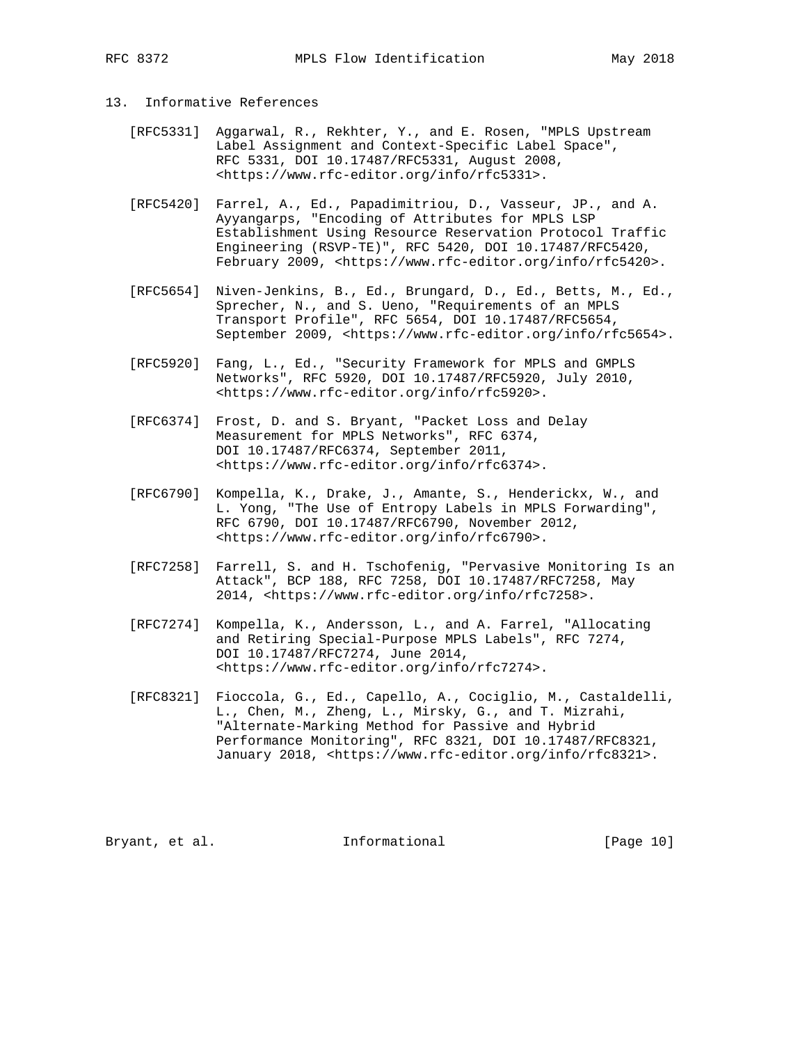## 13. Informative References

[RFC5331] Aggarwal, R., Rekhter, Y., and E. Rosen, "MPLS Upstream Label Assignment and Context-Specific Label Space", RFC 5331, DOI 10.17487/RFC5331, August 2008, <https://www.rfc-editor.org/info/rfc5331>.

[RFC5420] Farrel, A., Ed., Papadimitriou, D., Vasseur, JP., and A. Ayyangarps, "Encoding of Attributes for MPLS LSP Establishment Using Resource Reservation Protocol Traffic Engineering (RSVP-TE)", RFC 5420, DOI 10.17487/RFC5420, February 2009, <https://www.rfc-editor.org/info/rfc5420>.

[RFC5654] Niven-Jenkins, B., Ed., Brungard, D., Ed., Betts, M., Ed., Sprecher, N., and S. Ueno, "Requirements of an MPLS Transport Profile", RFC 5654, DOI 10.17487/RFC5654, September 2009, <https://www.rfc-editor.org/info/rfc5654>.

[RFC5920] Fang, L., Ed., "Security Framework for MPLS and GMPLS Networks", RFC 5920, DOI 10.17487/RFC5920, July 2010, <https://www.rfc-editor.org/info/rfc5920>.

[RFC6374] Frost, D. and S. Bryant, "Packet Loss and Delay Measurement for MPLS Networks", RFC 6374, DOI 10.17487/RFC6374, September 2011, <https://www.rfc-editor.org/info/rfc6374>.

[RFC6790] Kompella, K., Drake, J., Amante, S., Henderickx, W., and L. Yong, "The Use of Entropy Labels in MPLS Forwarding", RFC 6790, DOI 10.17487/RFC6790, November 2012, <https://www.rfc-editor.org/info/rfc6790>.

[RFC7258] Farrell, S. and H. Tschofenig, "Pervasive Monitoring Is an Attack", BCP 188, RFC 7258, DOI 10.17487/RFC7258, May 2014, <https://www.rfc-editor.org/info/rfc7258>.

[RFC7274] Kompella, K., Andersson, L., and A. Farrel, "Allocating and Retiring Special-Purpose MPLS Labels", RFC 7274, DOI 10.17487/RFC7274, June 2014, <https://www.rfc-editor.org/info/rfc7274>.

[RFC8321] Fioccola, G., Ed., Capello, A., Cociglio, M., Castaldelli, L., Chen, M., Zheng, L., Mirsky, G., and T. Mizrahi, "Alternate-Marking Method for Passive and Hybrid Performance Monitoring", RFC 8321, DOI 10.17487/RFC8321, January 2018, <https://www.rfc-editor.org/info/rfc8321>.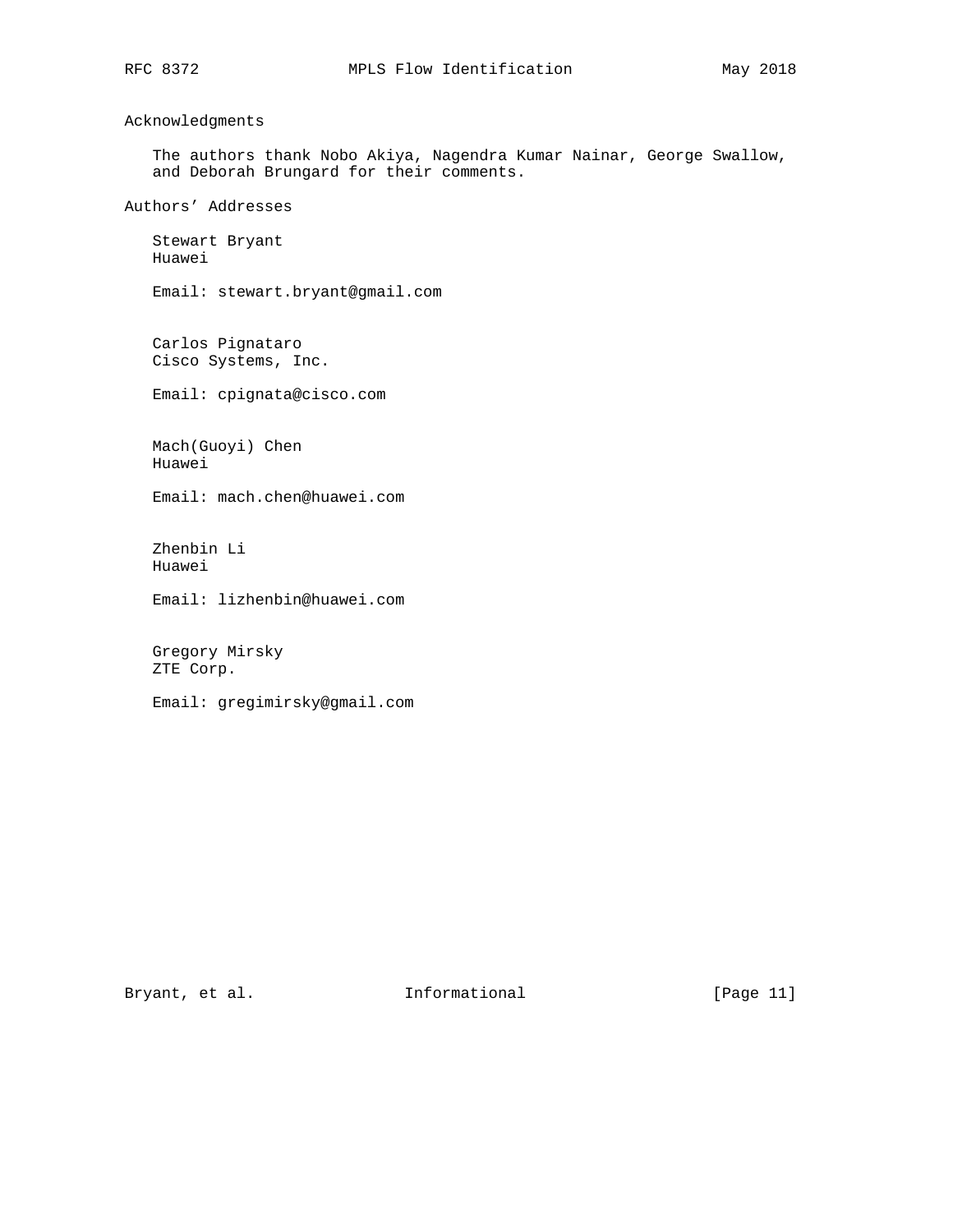## Acknowledgments

The authors thank Nobo Akiya, Nagendra Kumar Nainar, George Swallow, and Deborah Brungard for their comments.

## Authors' Addresses

Stewart Bryant
Huawei

Email: stewart.bryant@gmail.com

Carlos Pignataro
Cisco Systems, Inc.

Email: cpignata@cisco.com

Mach(Guoyi) Chen
Huawei

Email: mach.chen@huawei.com

Zhenbin Li
Huawei

Email: lizhenbin@huawei.com

Gregory Mirsky
ZTE Corp.

Email: gregimirsky@gmail.com